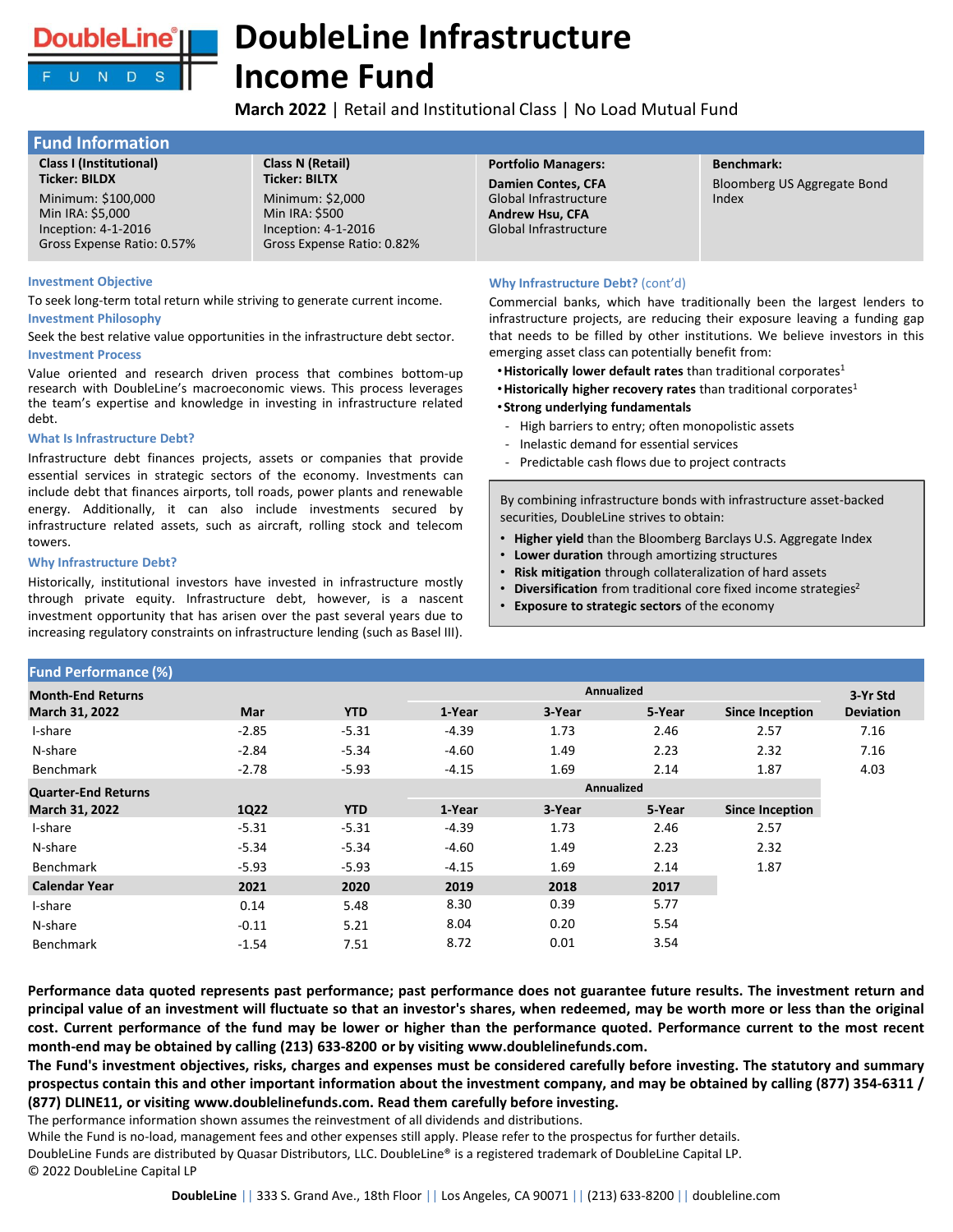# DoubleLine Infrastructure Income Fund

**March 2022** | Retail and Institutional Class | No Load Mutual Fund

## Fund Information

| Class I (Institutional) | Class N (Retail) | Portfolio Managers: | Benchmark: |
|---|---|---|---|
| **Ticker: BILDX**<br>Minimum: $100,000<br>Min IRA: $5,000<br>Inception: 4-1-2016<br>Gross Expense Ratio: 0.57% | **Ticker: BILTX**<br>Minimum: $2,000<br>Min IRA: $500<br>Inception: 4-1-2016<br>Gross Expense Ratio: 0.82% | **Damien Contes, CFA**<br>Global Infrastructure<br>**Andrew Hsu, CFA**<br>Global Infrastructure | Bloomberg US Aggregate Bond Index |

### Investment Objective

To seek long-term total return while striving to generate current income.

### Investment Philosophy

Seek the best relative value opportunities in the infrastructure debt sector.

### Investment Process

Value oriented and research driven process that combines bottom-up research with DoubleLine's macroeconomic views. This process leverages the team's expertise and knowledge in investing in infrastructure related debt.

### What Is Infrastructure Debt?

Infrastructure debt finances projects, assets or companies that provide essential services in strategic sectors of the economy. Investments can include debt that finances airports, toll roads, power plants and renewable energy. Additionally, it can also include investments secured by infrastructure related assets, such as aircraft, rolling stock and telecom towers.

### Why Infrastructure Debt?

Historically, institutional investors have invested in infrastructure mostly through private equity. Infrastructure debt, however, is a nascent investment opportunity that has arisen over the past several years due to increasing regulatory constraints on infrastructure lending (such as Basel III).

### Why Infrastructure Debt? (cont'd)

Commercial banks, which have traditionally been the largest lenders to infrastructure projects, are reducing their exposure leaving a funding gap that needs to be filled by other institutions. We believe investors in this emerging asset class can potentially benefit from:

- **Historically lower default rates** than traditional corporates[1]
- **Historically higher recovery rates** than traditional corporates[1]
- **Strong underlying fundamentals**
  - High barriers to entry; often monopolistic assets
  - Inelastic demand for essential services
  - Predictable cash flows due to project contracts

By combining infrastructure bonds with infrastructure asset-backed securities, DoubleLine strives to obtain:

- **Higher yield** than the Bloomberg Barclays U.S. Aggregate Index
- **Lower duration** through amortizing structures
- **Risk mitigation** through collateralization of hard assets
- **Diversification** from traditional core fixed income strategies[2]
- **Exposure to strategic sectors** of the economy

## Fund Performance (%)

| Month-End Returns | | | Annualized | | | | 3-Yr Std |
|---|---|---|---|---|---|---|---|
| **March 31, 2022** | **Mar** | **YTD** | **1-Year** | **3-Year** | **5-Year** | **Since Inception** | **Deviation** |
| I-share | -2.85 | -5.31 | -4.39 | 1.73 | 2.46 | 2.57 | 7.16 |
| N-share | -2.84 | -5.34 | -4.60 | 1.49 | 2.23 | 2.32 | 7.16 |
| Benchmark | -2.78 | -5.93 | -4.15 | 1.69 | 2.14 | 1.87 | 4.03 |

| Quarter-End Returns | | | Annualized | | | |
|---|---|---|---|---|---|---|
| **March 31, 2022** | **1Q22** | **YTD** | **1-Year** | **3-Year** | **5-Year** | **Since Inception** |
| I-share | -5.31 | -5.31 | -4.39 | 1.73 | 2.46 | 2.57 |
| N-share | -5.34 | -5.34 | -4.60 | 1.49 | 2.23 | 2.32 |
| Benchmark | -5.93 | -5.93 | -4.15 | 1.69 | 2.14 | 1.87 |

| Calendar Year | 2021 | 2020 | 2019 | 2018 | 2017 |
|---|---|---|---|---|---|
| I-share | 0.14 | 5.48 | 8.30 | 0.39 | 5.77 |
| N-share | -0.11 | 5.21 | 8.04 | 0.20 | 5.54 |
| Benchmark | -1.54 | 7.51 | 8.72 | 0.01 | 3.54 |

**Performance data quoted represents past performance; past performance does not guarantee future results. The investment return and principal value of an investment will fluctuate so that an investor's shares, when redeemed, may be worth more or less than the original cost. Current performance of the fund may be lower or higher than the performance quoted. Performance current to the most recent month-end may be obtained by calling (213) 633-8200 or by visiting www.doublelinefunds.com.**

**The Fund's investment objectives, risks, charges and expenses must be considered carefully before investing. The statutory and summary prospectus contain this and other important information about the investment company, and may be obtained by calling (877) 354-6311 / (877) DLINE11, or visiting www.doublelinefunds.com. Read them carefully before investing.**

The performance information shown assumes the reinvestment of all dividends and distributions.

While the Fund is no-load, management fees and other expenses still apply. Please refer to the prospectus for further details.

DoubleLine Funds are distributed by Quasar Distributors, LLC. DoubleLine® is a registered trademark of DoubleLine Capital LP.

© 2022 DoubleLine Capital LP

**DoubleLine** || 333 S. Grand Ave., 18th Floor || Los Angeles, CA 90071 || (213) 633-8200 || doubleline.com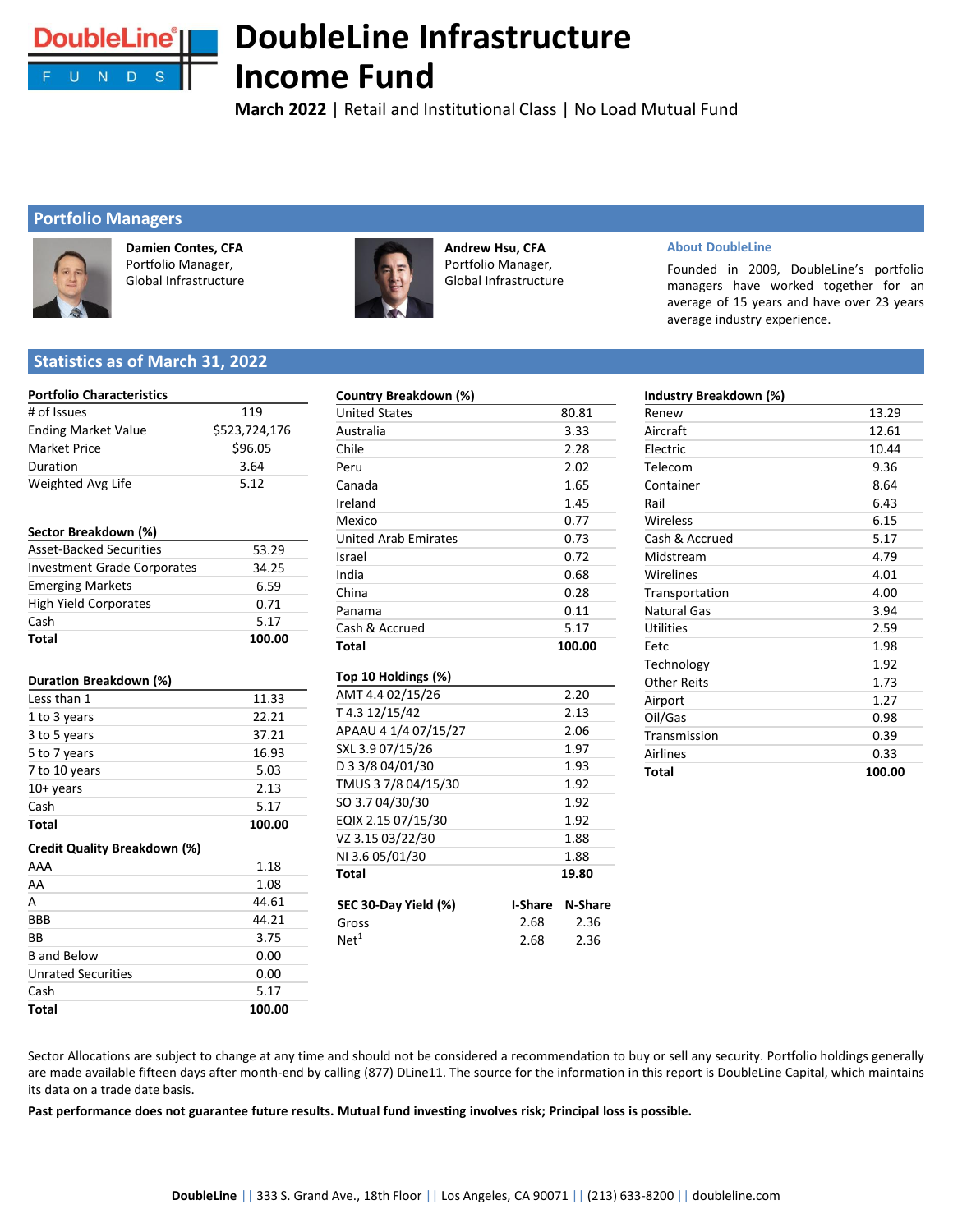# DoubleLine Infrastructure Income Fund

**March 2022** | Retail and Institutional Class | No Load Mutual Fund

## Portfolio Managers

**Damien Contes, CFA**
Portfolio Manager,
Global Infrastructure

**Andrew Hsu, CFA**
Portfolio Manager,
Global Infrastructure

**About DoubleLine**

Founded in 2009, DoubleLine's portfolio managers have worked together for an average of 15 years and have over 23 years average industry experience.

## Statistics as of March 31, 2022

| Portfolio Characteristics | |
|---|---|
| # of Issues | 119 |
| Ending Market Value | $523,724,176 |
| Market Price | $96.05 |
| Duration | 3.64 |
| Weighted Avg Life | 5.12 |

| Sector Breakdown (%) | |
|---|---|
| Asset-Backed Securities | 53.29 |
| Investment Grade Corporates | 34.25 |
| Emerging Markets | 6.59 |
| High Yield Corporates | 0.71 |
| Cash | 5.17 |
| **Total** | **100.00** |

| Duration Breakdown (%) | |
|---|---|
| Less than 1 | 11.33 |
| 1 to 3 years | 22.21 |
| 3 to 5 years | 37.21 |
| 5 to 7 years | 16.93 |
| 7 to 10 years | 5.03 |
| 10+ years | 2.13 |
| Cash | 5.17 |
| **Total** | **100.00** |

| Credit Quality Breakdown (%) | |
|---|---|
| AAA | 1.18 |
| AA | 1.08 |
| A | 44.61 |
| BBB | 44.21 |
| BB | 3.75 |
| B and Below | 0.00 |
| Unrated Securities | 0.00 |
| Cash | 5.17 |
| **Total** | **100.00** |

| Country Breakdown (%) | |
|---|---|
| United States | 80.81 |
| Australia | 3.33 |
| Chile | 2.28 |
| Peru | 2.02 |
| Canada | 1.65 |
| Ireland | 1.45 |
| Mexico | 0.77 |
| United Arab Emirates | 0.73 |
| Israel | 0.72 |
| India | 0.68 |
| China | 0.28 |
| Panama | 0.11 |
| Cash & Accrued | 5.17 |
| **Total** | **100.00** |

| Top 10 Holdings (%) | |
|---|---|
| AMT 4.4 02/15/26 | 2.20 |
| T 4.3 12/15/42 | 2.13 |
| APAAU 4 1/4 07/15/27 | 2.06 |
| SXL 3.9 07/15/26 | 1.97 |
| D 3 3/8 04/01/30 | 1.93 |
| TMUS 3 7/8 04/15/30 | 1.92 |
| SO 3.7 04/30/30 | 1.92 |
| EQIX 2.15 07/15/30 | 1.92 |
| VZ 3.15 03/22/30 | 1.88 |
| NI 3.6 05/01/30 | 1.88 |
| **Total** | **19.80** |

| SEC 30-Day Yield (%) | I-Share | N-Share |
|---|---|---|
| Gross | 2.68 | 2.36 |
| Net[1] | 2.68 | 2.36 |

| Industry Breakdown (%) | |
|---|---|
| Renew | 13.29 |
| Aircraft | 12.61 |
| Electric | 10.44 |
| Telecom | 9.36 |
| Container | 8.64 |
| Rail | 6.43 |
| Wireless | 6.15 |
| Cash & Accrued | 5.17 |
| Midstream | 4.79 |
| Wirelines | 4.01 |
| Transportation | 4.00 |
| Natural Gas | 3.94 |
| Utilities | 2.59 |
| Eetc | 1.98 |
| Technology | 1.92 |
| Other Reits | 1.73 |
| Airport | 1.27 |
| Oil/Gas | 0.98 |
| Transmission | 0.39 |
| Airlines | 0.33 |
| **Total** | **100.00** |

Sector Allocations are subject to change at any time and should not be considered a recommendation to buy or sell any security. Portfolio holdings generally are made available fifteen days after month-end by calling (877) DLine11. The source for the information in this report is DoubleLine Capital, which maintains its data on a trade date basis.

**Past performance does not guarantee future results. Mutual fund investing involves risk; Principal loss is possible.**

**DoubleLine** || 333 S. Grand Ave., 18th Floor || Los Angeles, CA 90071 || (213) 633-8200 || doubleline.com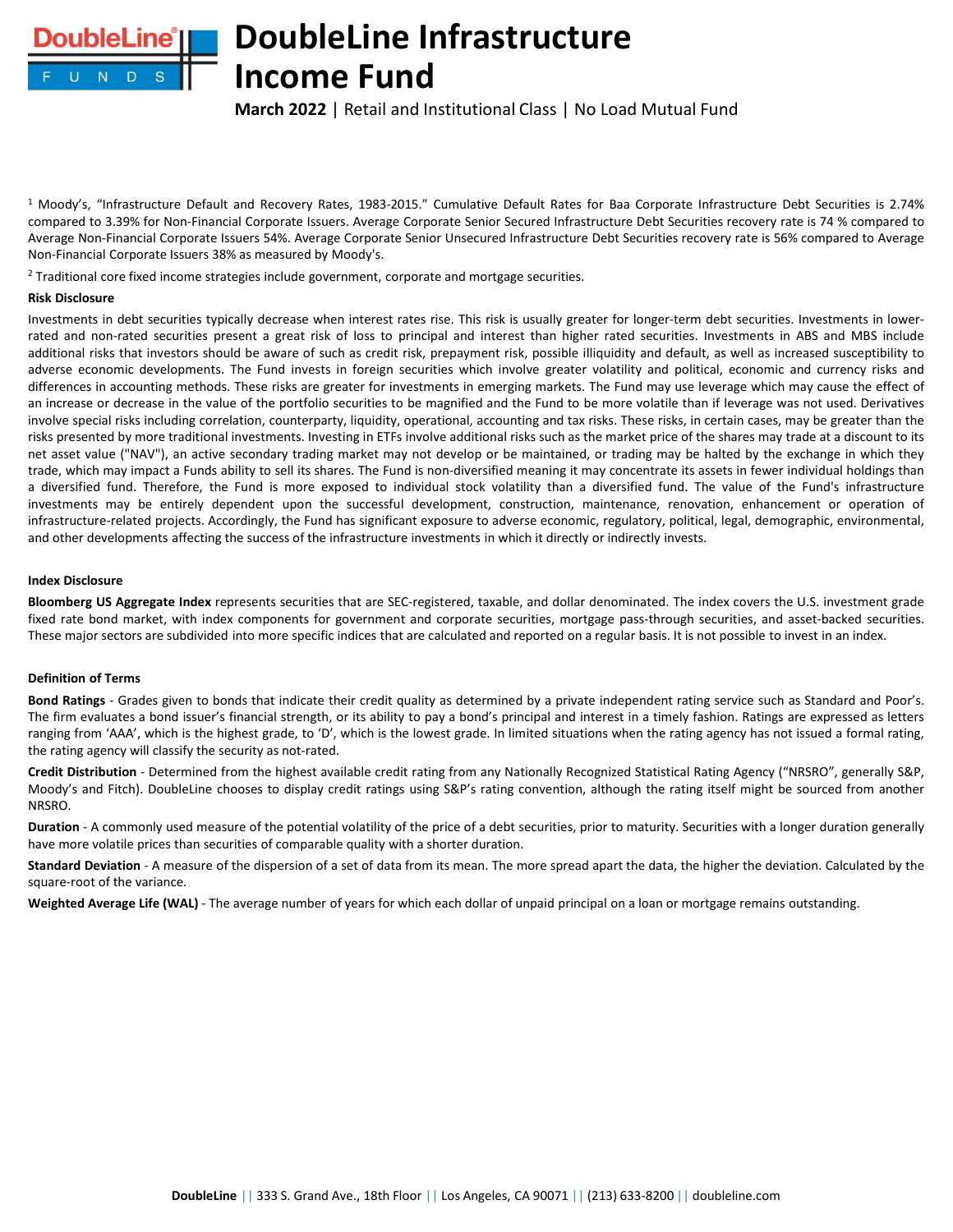[1] Moody's, "Infrastructure Default and Recovery Rates, 1983-2015." Cumulative Default Rates for Baa Corporate Infrastructure Debt Securities is 2.74% compared to 3.39% for Non-Financial Corporate Issuers. Average Corporate Senior Secured Infrastructure Debt Securities recovery rate is 74 % compared to Average Non-Financial Corporate Issuers 54%. Average Corporate Senior Unsecured Infrastructure Debt Securities recovery rate is 56% compared to Average Non-Financial Corporate Issuers 38% as measured by Moody's.

[2] Traditional core fixed income strategies include government, corporate and mortgage securities.

**Risk Disclosure**

Investments in debt securities typically decrease when interest rates rise. This risk is usually greater for longer-term debt securities. Investments in lower-rated and non-rated securities present a great risk of loss to principal and interest than higher rated securities. Investments in ABS and MBS include additional risks that investors should be aware of such as credit risk, prepayment risk, possible illiquidity and default, as well as increased susceptibility to adverse economic developments. The Fund invests in foreign securities which involve greater volatility and political, economic and currency risks and differences in accounting methods. These risks are greater for investments in emerging markets. The Fund may use leverage which may cause the effect of an increase or decrease in the value of the portfolio securities to be magnified and the Fund to be more volatile than if leverage was not used. Derivatives involve special risks including correlation, counterparty, liquidity, operational, accounting and tax risks. These risks, in certain cases, may be greater than the risks presented by more traditional investments. Investing in ETFs involve additional risks such as the market price of the shares may trade at a discount to its net asset value ("NAV"), an active secondary trading market may not develop or be maintained, or trading may be halted by the exchange in which they trade, which may impact a Funds ability to sell its shares. The Fund is non-diversified meaning it may concentrate its assets in fewer individual holdings than a diversified fund. Therefore, the Fund is more exposed to individual stock volatility than a diversified fund. The value of the Fund's infrastructure investments may be entirely dependent upon the successful development, construction, maintenance, renovation, enhancement or operation of infrastructure-related projects. Accordingly, the Fund has significant exposure to adverse economic, regulatory, political, legal, demographic, environmental, and other developments affecting the success of the infrastructure investments in which it directly or indirectly invests.

**Index Disclosure**

**Bloomberg US Aggregate Index** represents securities that are SEC-registered, taxable, and dollar denominated. The index covers the U.S. investment grade fixed rate bond market, with index components for government and corporate securities, mortgage pass-through securities, and asset-backed securities. These major sectors are subdivided into more specific indices that are calculated and reported on a regular basis. It is not possible to invest in an index.

**Definition of Terms**

**Bond Ratings** - Grades given to bonds that indicate their credit quality as determined by a private independent rating service such as Standard and Poor's. The firm evaluates a bond issuer's financial strength, or its ability to pay a bond's principal and interest in a timely fashion. Ratings are expressed as letters ranging from 'AAA', which is the highest grade, to 'D', which is the lowest grade. In limited situations when the rating agency has not issued a formal rating, the rating agency will classify the security as not-rated.

**Credit Distribution** - Determined from the highest available credit rating from any Nationally Recognized Statistical Rating Agency ("NRSRO", generally S&P, Moody's and Fitch). DoubleLine chooses to display credit ratings using S&P's rating convention, although the rating itself might be sourced from another NRSRO.

**Duration** - A commonly used measure of the potential volatility of the price of a debt securities, prior to maturity. Securities with a longer duration generally have more volatile prices than securities of comparable quality with a shorter duration.

**Standard Deviation** - A measure of the dispersion of a set of data from its mean. The more spread apart the data, the higher the deviation. Calculated by the square-root of the variance.

**Weighted Average Life (WAL)** - The average number of years for which each dollar of unpaid principal on a loan or mortgage remains outstanding.